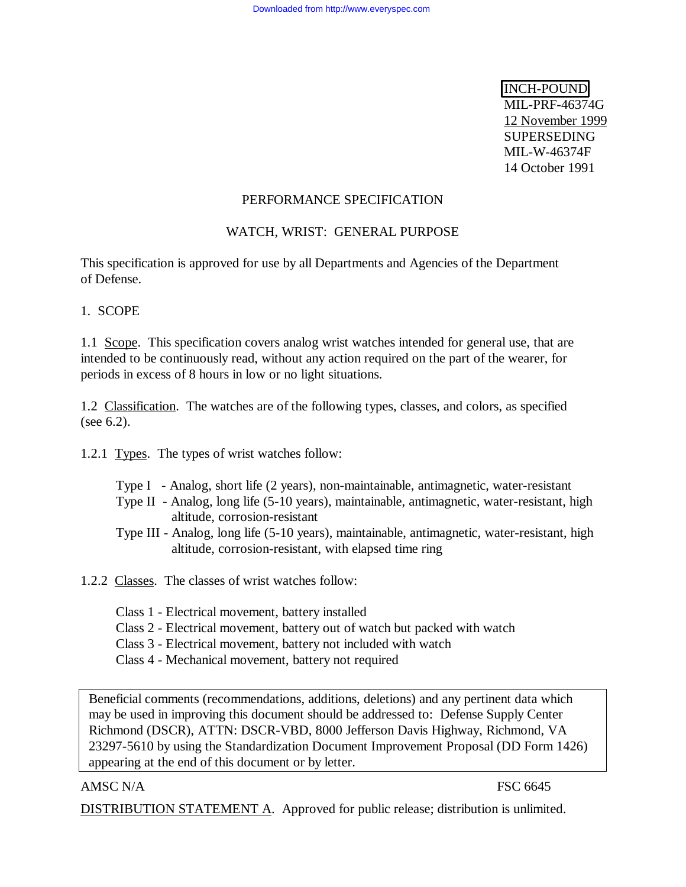INCH-POUND

MIL-PRF-46374G
12 November 1999
SUPERSEDING
MIL-W-46374F
14 October 1991

# PERFORMANCE SPECIFICATION

# WATCH, WRIST: GENERAL PURPOSE

This specification is approved for use by all Departments and Agencies of the Department of Defense.

## 1. SCOPE

1.1 Scope. This specification covers analog wrist watches intended for general use, that are intended to be continuously read, without any action required on the part of the wearer, for periods in excess of 8 hours in low or no light situations.

1.2 Classification. The watches are of the following types, classes, and colors, as specified (see 6.2).

1.2.1 Types. The types of wrist watches follow:

- Type I - Analog, short life (2 years), non-maintainable, antimagnetic, water-resistant
- Type II - Analog, long life (5-10 years), maintainable, antimagnetic, water-resistant, high altitude, corrosion-resistant
- Type III - Analog, long life (5-10 years), maintainable, antimagnetic, water-resistant, high altitude, corrosion-resistant, with elapsed time ring

1.2.2 Classes. The classes of wrist watches follow:

- Class 1 - Electrical movement, battery installed
- Class 2 - Electrical movement, battery out of watch but packed with watch
- Class 3 - Electrical movement, battery not included with watch
- Class 4 - Mechanical movement, battery not required

Beneficial comments (recommendations, additions, deletions) and any pertinent data which may be used in improving this document should be addressed to: Defense Supply Center Richmond (DSCR), ATTN: DSCR-VBD, 8000 Jefferson Davis Highway, Richmond, VA 23297-5610 by using the Standardization Document Improvement Proposal (DD Form 1426) appearing at the end of this document or by letter.

AMSC N/A FSC 6645

DISTRIBUTION STATEMENT A. Approved for public release; distribution is unlimited.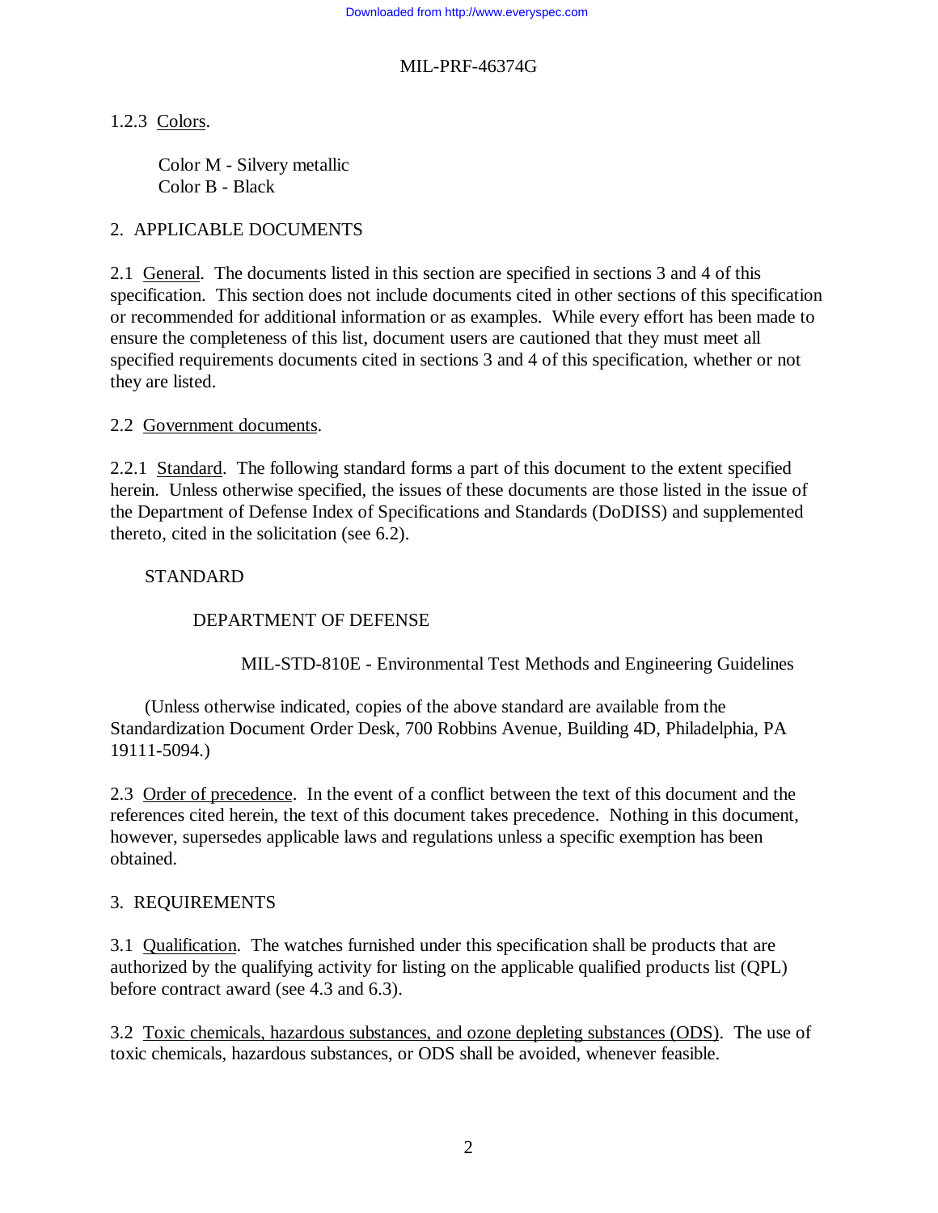1.2.3 Colors.

Color M - Silvery metallic
Color B - Black

## 2. APPLICABLE DOCUMENTS

2.1 General. The documents listed in this section are specified in sections 3 and 4 of this specification. This section does not include documents cited in other sections of this specification or recommended for additional information or as examples. While every effort has been made to ensure the completeness of this list, document users are cautioned that they must meet all specified requirements documents cited in sections 3 and 4 of this specification, whether or not they are listed.

2.2 Government documents.

2.2.1 Standard. The following standard forms a part of this document to the extent specified herein. Unless otherwise specified, the issues of these documents are those listed in the issue of the Department of Defense Index of Specifications and Standards (DoDISS) and supplemented thereto, cited in the solicitation (see 6.2).

STANDARD

DEPARTMENT OF DEFENSE

MIL-STD-810E - Environmental Test Methods and Engineering Guidelines

(Unless otherwise indicated, copies of the above standard are available from the Standardization Document Order Desk, 700 Robbins Avenue, Building 4D, Philadelphia, PA 19111-5094.)

2.3 Order of precedence. In the event of a conflict between the text of this document and the references cited herein, the text of this document takes precedence. Nothing in this document, however, supersedes applicable laws and regulations unless a specific exemption has been obtained.

## 3. REQUIREMENTS

3.1 Qualification. The watches furnished under this specification shall be products that are authorized by the qualifying activity for listing on the applicable qualified products list (QPL) before contract award (see 4.3 and 6.3).

3.2 Toxic chemicals, hazardous substances, and ozone depleting substances (ODS). The use of toxic chemicals, hazardous substances, or ODS shall be avoided, whenever feasible.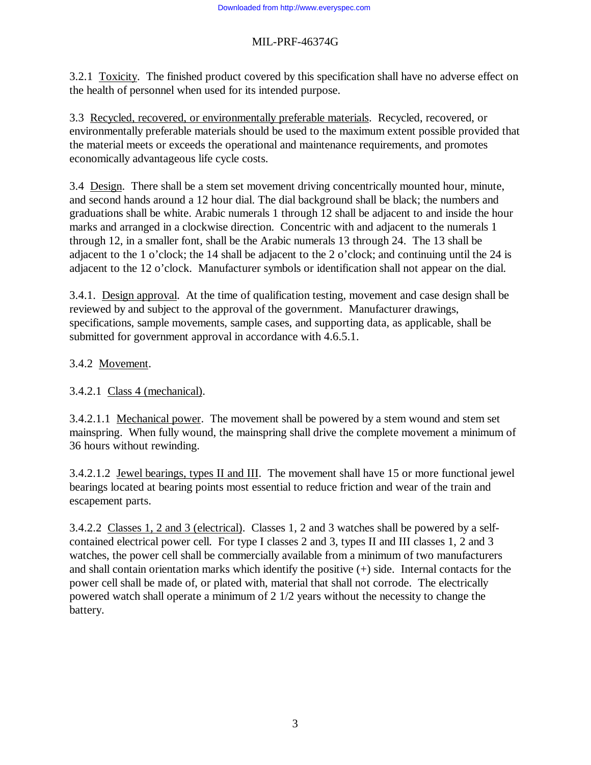3.2.1 Toxicity. The finished product covered by this specification shall have no adverse effect on the health of personnel when used for its intended purpose.

3.3 Recycled, recovered, or environmentally preferable materials. Recycled, recovered, or environmentally preferable materials should be used to the maximum extent possible provided that the material meets or exceeds the operational and maintenance requirements, and promotes economically advantageous life cycle costs.

3.4 Design. There shall be a stem set movement driving concentrically mounted hour, minute, and second hands around a 12 hour dial. The dial background shall be black; the numbers and graduations shall be white. Arabic numerals 1 through 12 shall be adjacent to and inside the hour marks and arranged in a clockwise direction. Concentric with and adjacent to the numerals 1 through 12, in a smaller font, shall be the Arabic numerals 13 through 24. The 13 shall be adjacent to the 1 o'clock; the 14 shall be adjacent to the 2 o'clock; and continuing until the 24 is adjacent to the 12 o'clock. Manufacturer symbols or identification shall not appear on the dial.

3.4.1. Design approval. At the time of qualification testing, movement and case design shall be reviewed by and subject to the approval of the government. Manufacturer drawings, specifications, sample movements, sample cases, and supporting data, as applicable, shall be submitted for government approval in accordance with 4.6.5.1.

3.4.2 Movement.

3.4.2.1 Class 4 (mechanical).

3.4.2.1.1 Mechanical power. The movement shall be powered by a stem wound and stem set mainspring. When fully wound, the mainspring shall drive the complete movement a minimum of 36 hours without rewinding.

3.4.2.1.2 Jewel bearings, types II and III. The movement shall have 15 or more functional jewel bearings located at bearing points most essential to reduce friction and wear of the train and escapement parts.

3.4.2.2 Classes 1, 2 and 3 (electrical). Classes 1, 2 and 3 watches shall be powered by a self-contained electrical power cell. For type I classes 2 and 3, types II and III classes 1, 2 and 3 watches, the power cell shall be commercially available from a minimum of two manufacturers and shall contain orientation marks which identify the positive (+) side. Internal contacts for the power cell shall be made of, or plated with, material that shall not corrode. The electrically powered watch shall operate a minimum of 2 1/2 years without the necessity to change the battery.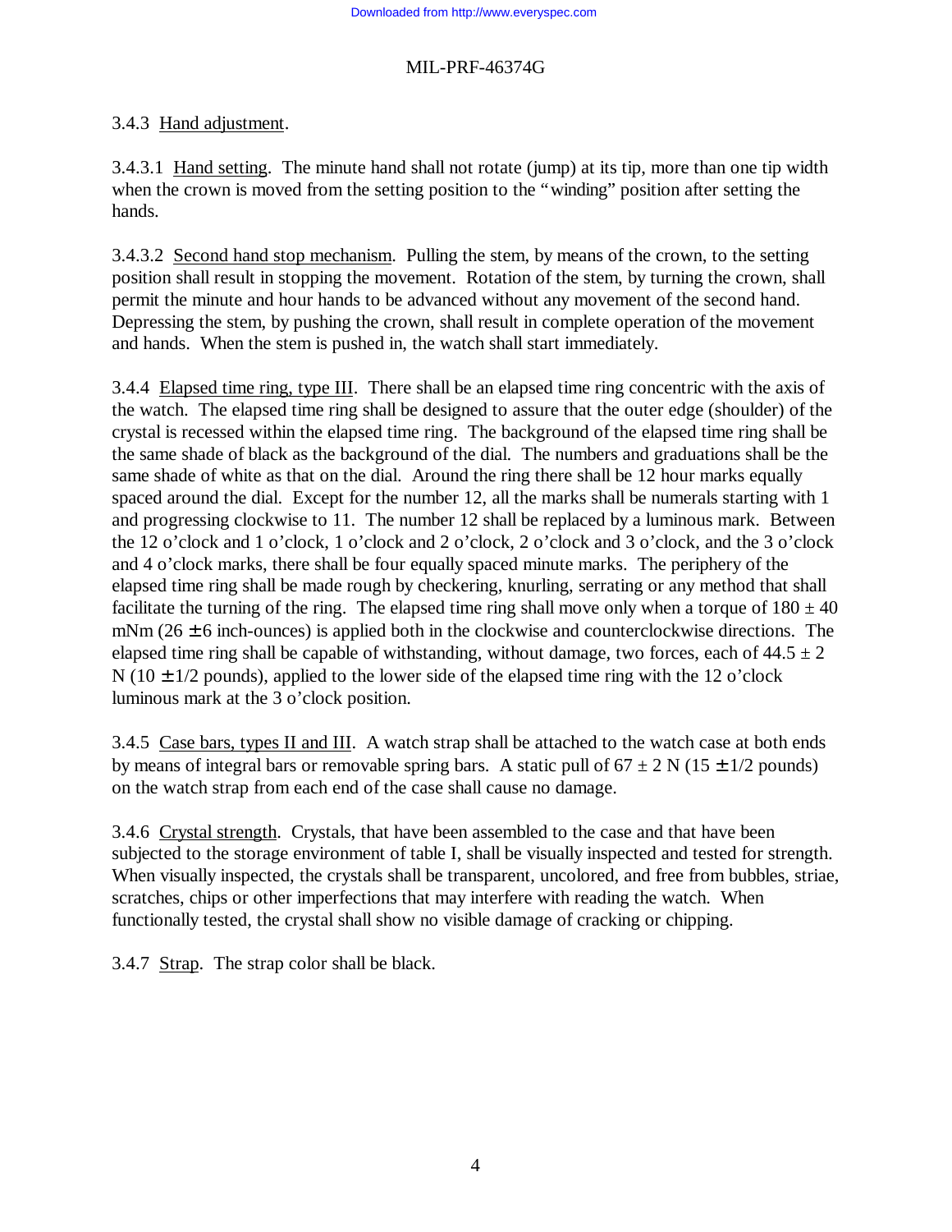3.4.3 Hand adjustment.

3.4.3.1 Hand setting. The minute hand shall not rotate (jump) at its tip, more than one tip width when the crown is moved from the setting position to the "winding" position after setting the hands.

3.4.3.2 Second hand stop mechanism. Pulling the stem, by means of the crown, to the setting position shall result in stopping the movement. Rotation of the stem, by turning the crown, shall permit the minute and hour hands to be advanced without any movement of the second hand. Depressing the stem, by pushing the crown, shall result in complete operation of the movement and hands. When the stem is pushed in, the watch shall start immediately.

3.4.4 Elapsed time ring, type III. There shall be an elapsed time ring concentric with the axis of the watch. The elapsed time ring shall be designed to assure that the outer edge (shoulder) of the crystal is recessed within the elapsed time ring. The background of the elapsed time ring shall be the same shade of black as the background of the dial. The numbers and graduations shall be the same shade of white as that on the dial. Around the ring there shall be 12 hour marks equally spaced around the dial. Except for the number 12, all the marks shall be numerals starting with 1 and progressing clockwise to 11. The number 12 shall be replaced by a luminous mark. Between the 12 o'clock and 1 o'clock, 1 o'clock and 2 o'clock, 2 o'clock and 3 o'clock, and the 3 o'clock and 4 o'clock marks, there shall be four equally spaced minute marks. The periphery of the elapsed time ring shall be made rough by checkering, knurling, serrating or any method that shall facilitate the turning of the ring. The elapsed time ring shall move only when a torque of $180 \pm 40$ mNm ($26 \pm 6$ inch-ounces) is applied both in the clockwise and counterclockwise directions. The elapsed time ring shall be capable of withstanding, without damage, two forces, each of $44.5 \pm 2$ N ($10 \pm 1/2$ pounds), applied to the lower side of the elapsed time ring with the 12 o'clock luminous mark at the 3 o'clock position.

3.4.5 Case bars, types II and III. A watch strap shall be attached to the watch case at both ends by means of integral bars or removable spring bars. A static pull of $67 \pm 2$ N ($15 \pm 1/2$ pounds) on the watch strap from each end of the case shall cause no damage.

3.4.6 Crystal strength. Crystals, that have been assembled to the case and that have been subjected to the storage environment of table I, shall be visually inspected and tested for strength. When visually inspected, the crystals shall be transparent, uncolored, and free from bubbles, striae, scratches, chips or other imperfections that may interfere with reading the watch. When functionally tested, the crystal shall show no visible damage of cracking or chipping.

3.4.7 Strap. The strap color shall be black.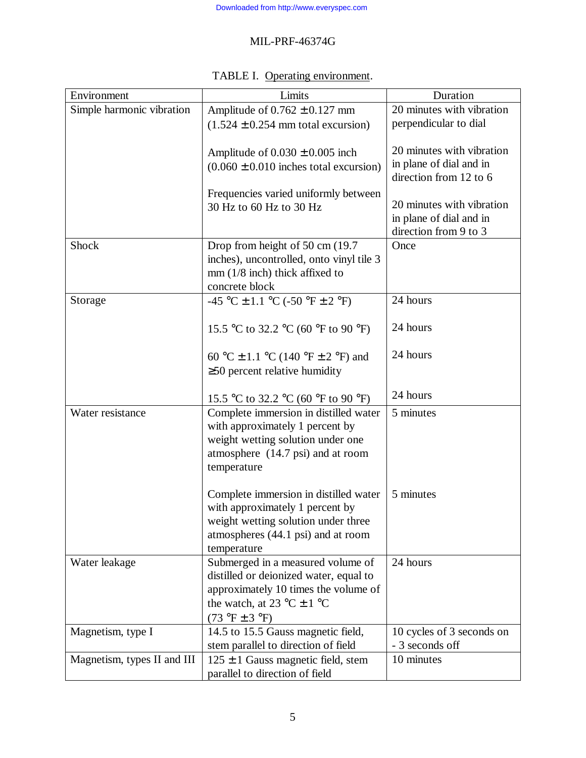TABLE I. Operating environment.

| Environment | Limits | Duration |
|---|---|---|
| Simple harmonic vibration | Amplitude of 0.762 ± 0.127 mm (1.524 ± 0.254 mm total excursion)<br><br>Amplitude of 0.030 ± 0.005 inch (0.060 ± 0.010 inches total excursion)<br><br>Frequencies varied uniformly between 30 Hz to 60 Hz to 30 Hz | 20 minutes with vibration perpendicular to dial<br><br>20 minutes with vibration in plane of dial and in direction from 12 to 6<br><br>20 minutes with vibration in plane of dial and in direction from 9 to 3 |
| Shock | Drop from height of 50 cm (19.7 inches), uncontrolled, onto vinyl tile 3 mm (1/8 inch) thick affixed to concrete block | Once |
| Storage | -45 °C ± 1.1 °C (-50 °F ± 2 °F)<br><br>15.5 °C to 32.2 °C (60 °F to 90 °F)<br><br>60 °C ± 1.1 °C (140 °F ± 2 °F) and ≥50 percent relative humidity<br><br>15.5 °C to 32.2 °C (60 °F to 90 °F) | 24 hours<br><br>24 hours<br><br>24 hours<br><br>24 hours |
| Water resistance | Complete immersion in distilled water with approximately 1 percent by weight wetting solution under one atmosphere (14.7 psi) and at room temperature<br><br>Complete immersion in distilled water with approximately 1 percent by weight wetting solution under three atmospheres (44.1 psi) and at room temperature | 5 minutes<br><br>5 minutes |
| Water leakage | Submerged in a measured volume of distilled or deionized water, equal to approximately 10 times the volume of the watch, at 23 °C ± 1 °C (73 °F ± 3 °F) | 24 hours |
| Magnetism, type I | 14.5 to 15.5 Gauss magnetic field, stem parallel to direction of field | 10 cycles of 3 seconds on - 3 seconds off |
| Magnetism, types II and III | 125 ± 1 Gauss magnetic field, stem parallel to direction of field | 10 minutes |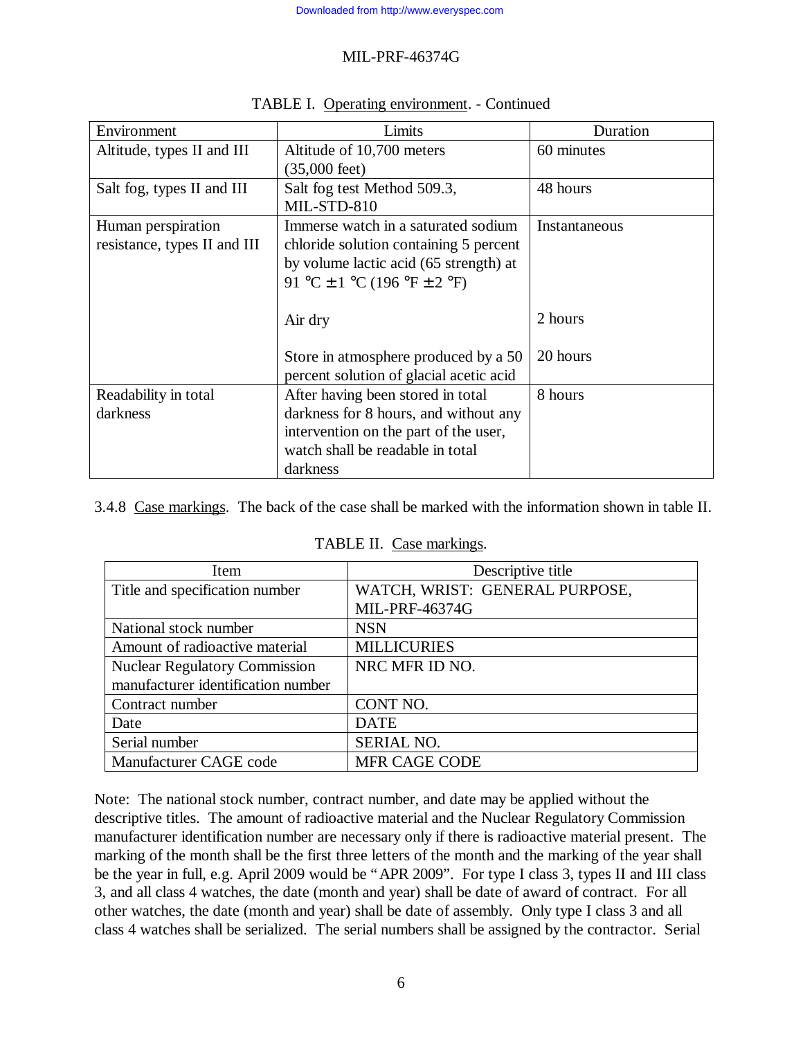TABLE I. Operating environment. - Continued

| Environment | Limits | Duration |
|---|---|---|
| Altitude, types II and III | Altitude of 10,700 meters (35,000 feet) | 60 minutes |
| Salt fog, types II and III | Salt fog test Method 509.3, MIL-STD-810 | 48 hours |
| Human perspiration resistance, types II and III | Immerse watch in a saturated sodium chloride solution containing 5 percent by volume lactic acid (65 strength) at 91 °C ± 1 °C (196 °F ± 2 °F) | Instantaneous |
| | Air dry | 2 hours |
| | Store in atmosphere produced by a 50 percent solution of glacial acetic acid | 20 hours |
| Readability in total darkness | After having been stored in total darkness for 8 hours, and without any intervention on the part of the user, watch shall be readable in total darkness | 8 hours |

3.4.8 Case markings. The back of the case shall be marked with the information shown in table II.

TABLE II. Case markings.

| Item | Descriptive title |
|---|---|
| Title and specification number | WATCH, WRIST: GENERAL PURPOSE, MIL-PRF-46374G |
| National stock number | NSN |
| Amount of radioactive material | MILLICURIES |
| Nuclear Regulatory Commission manufacturer identification number | NRC MFR ID NO. |
| Contract number | CONT NO. |
| Date | DATE |
| Serial number | SERIAL NO. |
| Manufacturer CAGE code | MFR CAGE CODE |

Note: The national stock number, contract number, and date may be applied without the descriptive titles. The amount of radioactive material and the Nuclear Regulatory Commission manufacturer identification number are necessary only if there is radioactive material present. The marking of the month shall be the first three letters of the month and the marking of the year shall be the year in full, e.g. April 2009 would be "APR 2009". For type I class 3, types II and III class 3, and all class 4 watches, the date (month and year) shall be date of award of contract. For all other watches, the date (month and year) shall be date of assembly. Only type I class 3 and all class 4 watches shall be serialized. The serial numbers shall be assigned by the contractor. Serial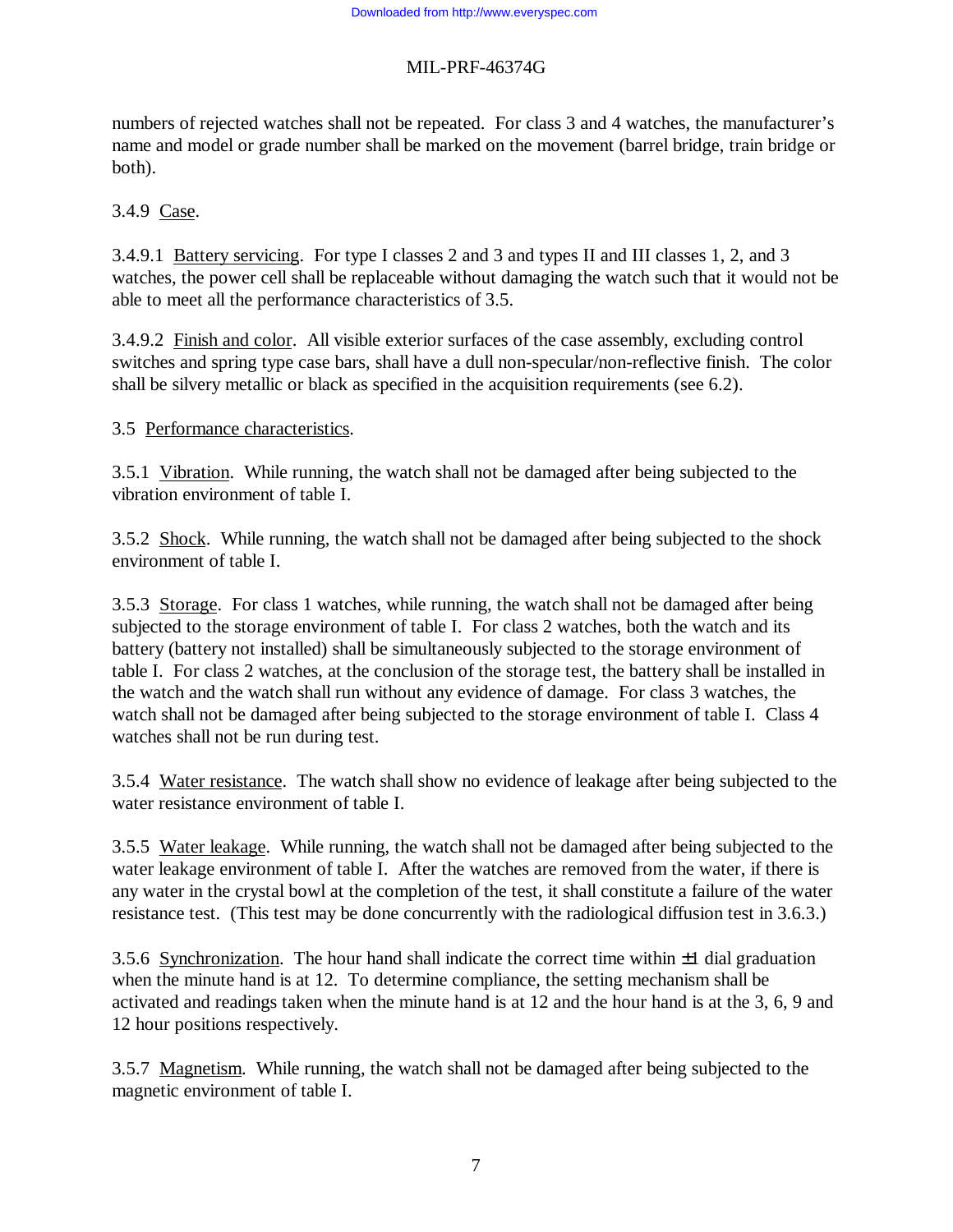numbers of rejected watches shall not be repeated. For class 3 and 4 watches, the manufacturer's name and model or grade number shall be marked on the movement (barrel bridge, train bridge or both).

3.4.9 Case.

3.4.9.1 Battery servicing. For type I classes 2 and 3 and types II and III classes 1, 2, and 3 watches, the power cell shall be replaceable without damaging the watch such that it would not be able to meet all the performance characteristics of 3.5.

3.4.9.2 Finish and color. All visible exterior surfaces of the case assembly, excluding control switches and spring type case bars, shall have a dull non-specular/non-reflective finish. The color shall be silvery metallic or black as specified in the acquisition requirements (see 6.2).

3.5 Performance characteristics.

3.5.1 Vibration. While running, the watch shall not be damaged after being subjected to the vibration environment of table I.

3.5.2 Shock. While running, the watch shall not be damaged after being subjected to the shock environment of table I.

3.5.3 Storage. For class 1 watches, while running, the watch shall not be damaged after being subjected to the storage environment of table I. For class 2 watches, both the watch and its battery (battery not installed) shall be simultaneously subjected to the storage environment of table I. For class 2 watches, at the conclusion of the storage test, the battery shall be installed in the watch and the watch shall run without any evidence of damage. For class 3 watches, the watch shall not be damaged after being subjected to the storage environment of table I. Class 4 watches shall not be run during test.

3.5.4 Water resistance. The watch shall show no evidence of leakage after being subjected to the water resistance environment of table I.

3.5.5 Water leakage. While running, the watch shall not be damaged after being subjected to the water leakage environment of table I. After the watches are removed from the water, if there is any water in the crystal bowl at the completion of the test, it shall constitute a failure of the water resistance test. (This test may be done concurrently with the radiological diffusion test in 3.6.3.)

3.5.6 Synchronization. The hour hand shall indicate the correct time within ±1 dial graduation when the minute hand is at 12. To determine compliance, the setting mechanism shall be activated and readings taken when the minute hand is at 12 and the hour hand is at the 3, 6, 9 and 12 hour positions respectively.

3.5.7 Magnetism. While running, the watch shall not be damaged after being subjected to the magnetic environment of table I.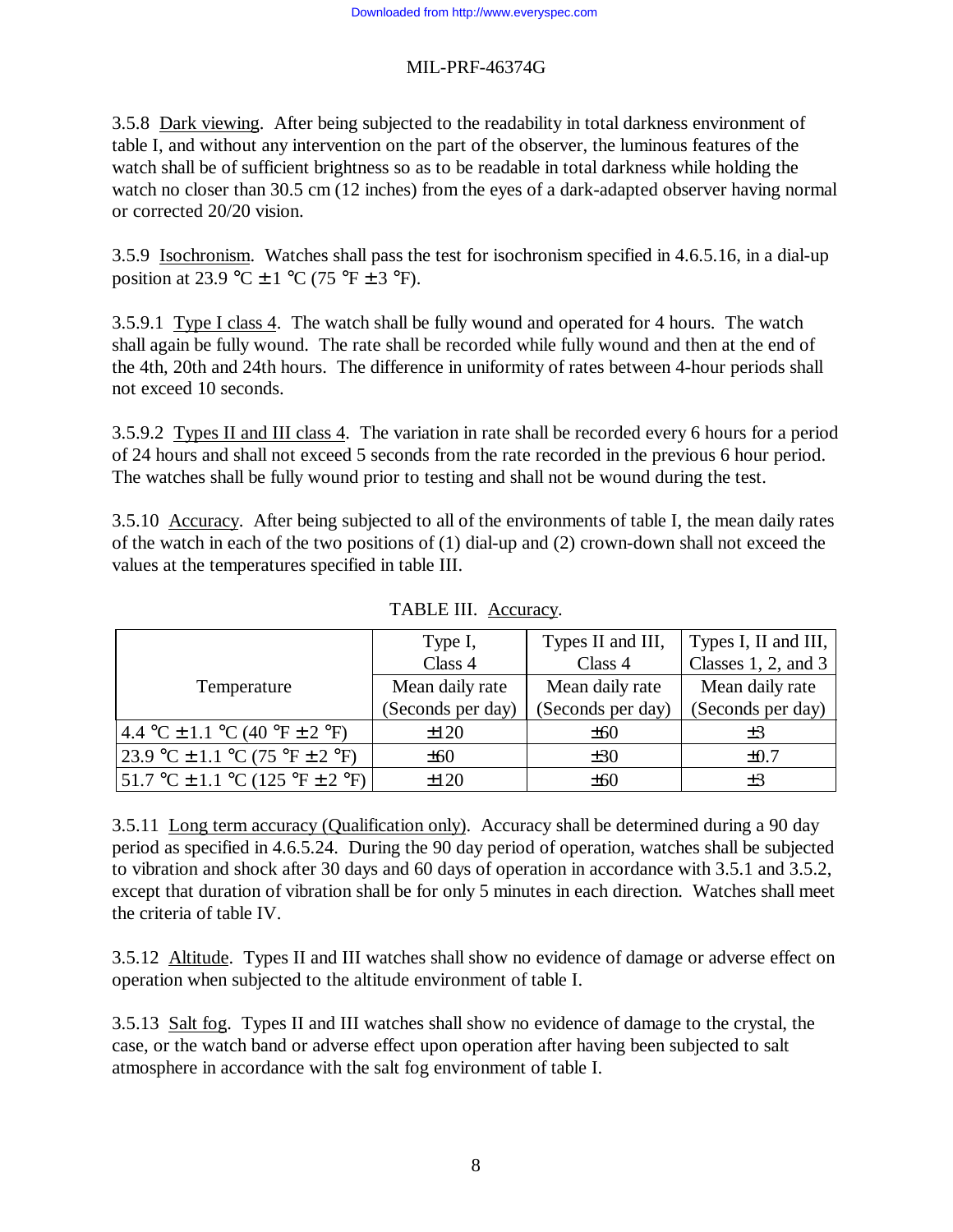3.5.8 Dark viewing. After being subjected to the readability in total darkness environment of table I, and without any intervention on the part of the observer, the luminous features of the watch shall be of sufficient brightness so as to be readable in total darkness while holding the watch no closer than 30.5 cm (12 inches) from the eyes of a dark-adapted observer having normal or corrected 20/20 vision.

3.5.9 Isochronism. Watches shall pass the test for isochronism specified in 4.6.5.16, in a dial-up position at 23.9 °C ± 1 °C (75 °F ± 3 °F).

3.5.9.1 Type I class 4. The watch shall be fully wound and operated for 4 hours. The watch shall again be fully wound. The rate shall be recorded while fully wound and then at the end of the 4th, 20th and 24th hours. The difference in uniformity of rates between 4-hour periods shall not exceed 10 seconds.

3.5.9.2 Types II and III class 4. The variation in rate shall be recorded every 6 hours for a period of 24 hours and shall not exceed 5 seconds from the rate recorded in the previous 6 hour period. The watches shall be fully wound prior to testing and shall not be wound during the test.

3.5.10 Accuracy. After being subjected to all of the environments of table I, the mean daily rates of the watch in each of the two positions of (1) dial-up and (2) crown-down shall not exceed the values at the temperatures specified in table III.

TABLE III. Accuracy.

| Temperature | Type I, Class 4 | Types II and III, Class 4 | Types I, II and III, Classes 1, 2, and 3 |
|---|---|---|---|
| | Mean daily rate (Seconds per day) | Mean daily rate (Seconds per day) | Mean daily rate (Seconds per day) |
| 4.4 °C ± 1.1 °C (40 °F ± 2 °F) | ±120 | ±60 | ±3 |
| 23.9 °C ± 1.1 °C (75 °F ± 2 °F) | ±60 | ±30 | ±0.7 |
| 51.7 °C ± 1.1 °C (125 °F ± 2 °F) | ±120 | ±60 | ±3 |

3.5.11 Long term accuracy (Qualification only). Accuracy shall be determined during a 90 day period as specified in 4.6.5.24. During the 90 day period of operation, watches shall be subjected to vibration and shock after 30 days and 60 days of operation in accordance with 3.5.1 and 3.5.2, except that duration of vibration shall be for only 5 minutes in each direction. Watches shall meet the criteria of table IV.

3.5.12 Altitude. Types II and III watches shall show no evidence of damage or adverse effect on operation when subjected to the altitude environment of table I.

3.5.13 Salt fog. Types II and III watches shall show no evidence of damage to the crystal, the case, or the watch band or adverse effect upon operation after having been subjected to salt atmosphere in accordance with the salt fog environment of table I.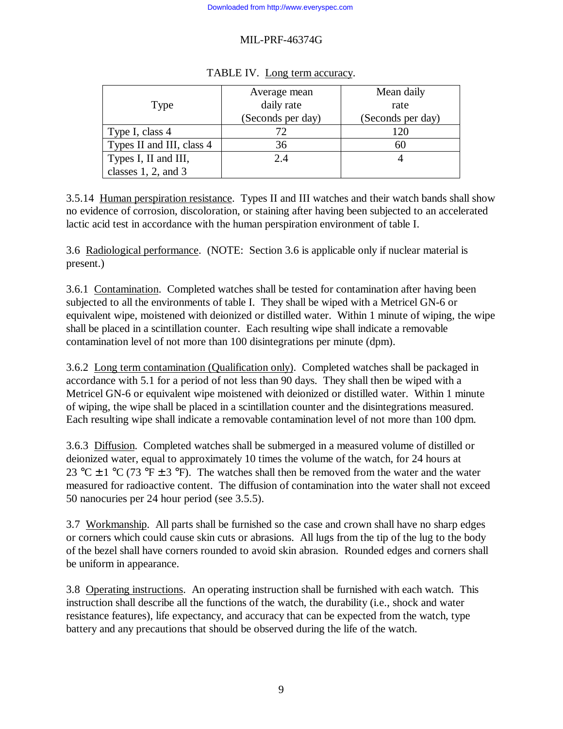TABLE IV. Long term accuracy.

| Type | Average mean daily rate (Seconds per day) | Mean daily rate (Seconds per day) |
|---|---|---|
| Type I, class 4 | 72 | 120 |
| Types II and III, class 4 | 36 | 60 |
| Types I, II and III, classes 1, 2, and 3 | 2.4 | 4 |

3.5.14 Human perspiration resistance. Types II and III watches and their watch bands shall show no evidence of corrosion, discoloration, or staining after having been subjected to an accelerated lactic acid test in accordance with the human perspiration environment of table I.

3.6 Radiological performance. (NOTE: Section 3.6 is applicable only if nuclear material is present.)

3.6.1 Contamination. Completed watches shall be tested for contamination after having been subjected to all the environments of table I. They shall be wiped with a Metricel GN-6 or equivalent wipe, moistened with deionized or distilled water. Within 1 minute of wiping, the wipe shall be placed in a scintillation counter. Each resulting wipe shall indicate a removable contamination level of not more than 100 disintegrations per minute (dpm).

3.6.2 Long term contamination (Qualification only). Completed watches shall be packaged in accordance with 5.1 for a period of not less than 90 days. They shall then be wiped with a Metricel GN-6 or equivalent wipe moistened with deionized or distilled water. Within 1 minute of wiping, the wipe shall be placed in a scintillation counter and the disintegrations measured. Each resulting wipe shall indicate a removable contamination level of not more than 100 dpm.

3.6.3 Diffusion. Completed watches shall be submerged in a measured volume of distilled or deionized water, equal to approximately 10 times the volume of the watch, for 24 hours at 23 °C ± 1 °C (73 °F ± 3 °F). The watches shall then be removed from the water and the water measured for radioactive content. The diffusion of contamination into the water shall not exceed 50 nanocuries per 24 hour period (see 3.5.5).

3.7 Workmanship. All parts shall be furnished so the case and crown shall have no sharp edges or corners which could cause skin cuts or abrasions. All lugs from the tip of the lug to the body of the bezel shall have corners rounded to avoid skin abrasion. Rounded edges and corners shall be uniform in appearance.

3.8 Operating instructions. An operating instruction shall be furnished with each watch. This instruction shall describe all the functions of the watch, the durability (i.e., shock and water resistance features), life expectancy, and accuracy that can be expected from the watch, type battery and any precautions that should be observed during the life of the watch.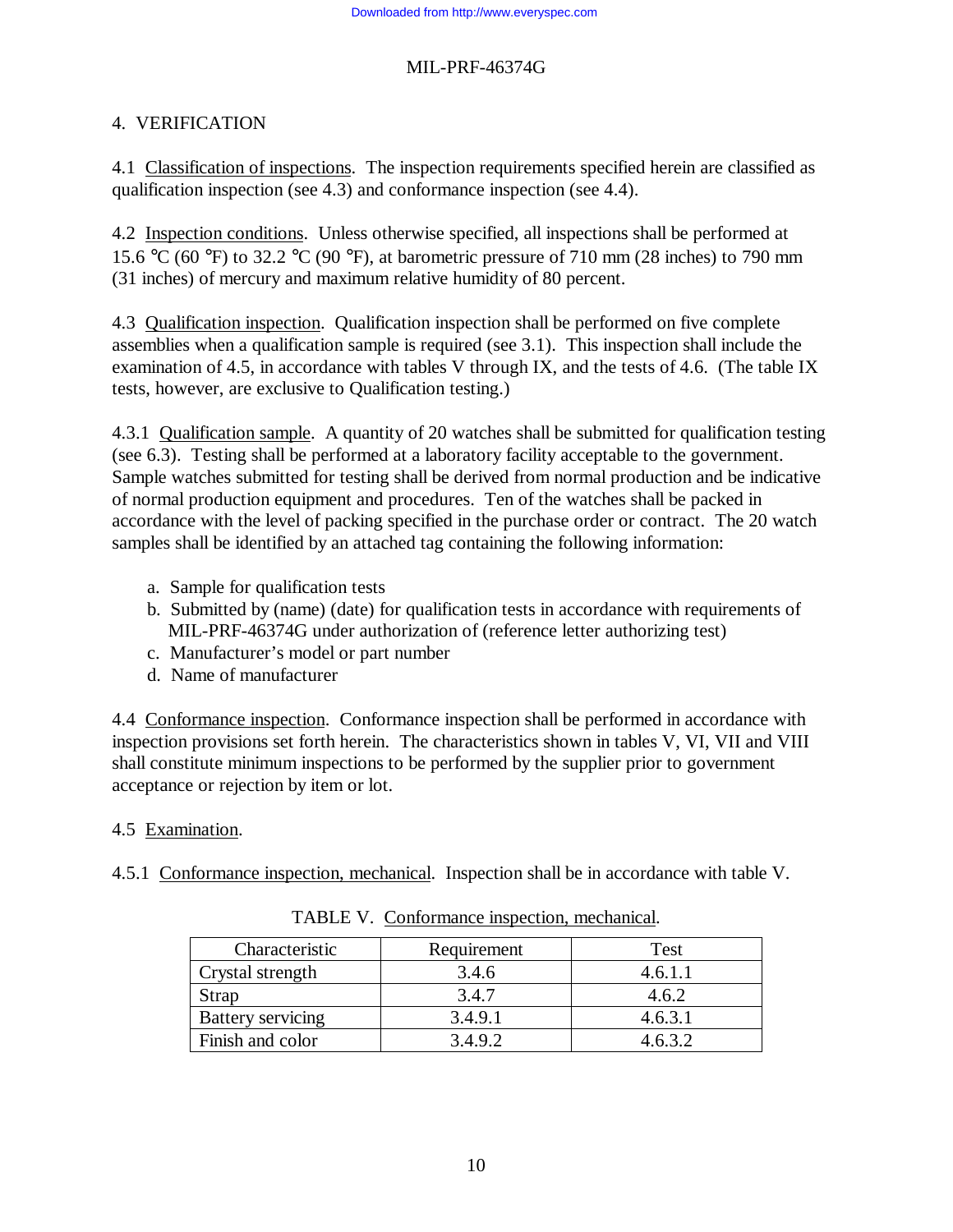## 4. VERIFICATION

4.1 Classification of inspections. The inspection requirements specified herein are classified as qualification inspection (see 4.3) and conformance inspection (see 4.4).

4.2 Inspection conditions. Unless otherwise specified, all inspections shall be performed at 15.6 °C (60 °F) to 32.2 °C (90 °F), at barometric pressure of 710 mm (28 inches) to 790 mm (31 inches) of mercury and maximum relative humidity of 80 percent.

4.3 Qualification inspection. Qualification inspection shall be performed on five complete assemblies when a qualification sample is required (see 3.1). This inspection shall include the examination of 4.5, in accordance with tables V through IX, and the tests of 4.6. (The table IX tests, however, are exclusive to Qualification testing.)

4.3.1 Qualification sample. A quantity of 20 watches shall be submitted for qualification testing (see 6.3). Testing shall be performed at a laboratory facility acceptable to the government. Sample watches submitted for testing shall be derived from normal production and be indicative of normal production equipment and procedures. Ten of the watches shall be packed in accordance with the level of packing specified in the purchase order or contract. The 20 watch samples shall be identified by an attached tag containing the following information:

a. Sample for qualification tests
b. Submitted by (name) (date) for qualification tests in accordance with requirements of MIL-PRF-46374G under authorization of (reference letter authorizing test)
c. Manufacturer's model or part number
d. Name of manufacturer

4.4 Conformance inspection. Conformance inspection shall be performed in accordance with inspection provisions set forth herein. The characteristics shown in tables V, VI, VII and VIII shall constitute minimum inspections to be performed by the supplier prior to government acceptance or rejection by item or lot.

4.5 Examination.

4.5.1 Conformance inspection, mechanical. Inspection shall be in accordance with table V.

TABLE V. Conformance inspection, mechanical.

| Characteristic | Requirement | Test |
|---|---|---|
| Crystal strength | 3.4.6 | 4.6.1.1 |
| Strap | 3.4.7 | 4.6.2 |
| Battery servicing | 3.4.9.1 | 4.6.3.1 |
| Finish and color | 3.4.9.2 | 4.6.3.2 |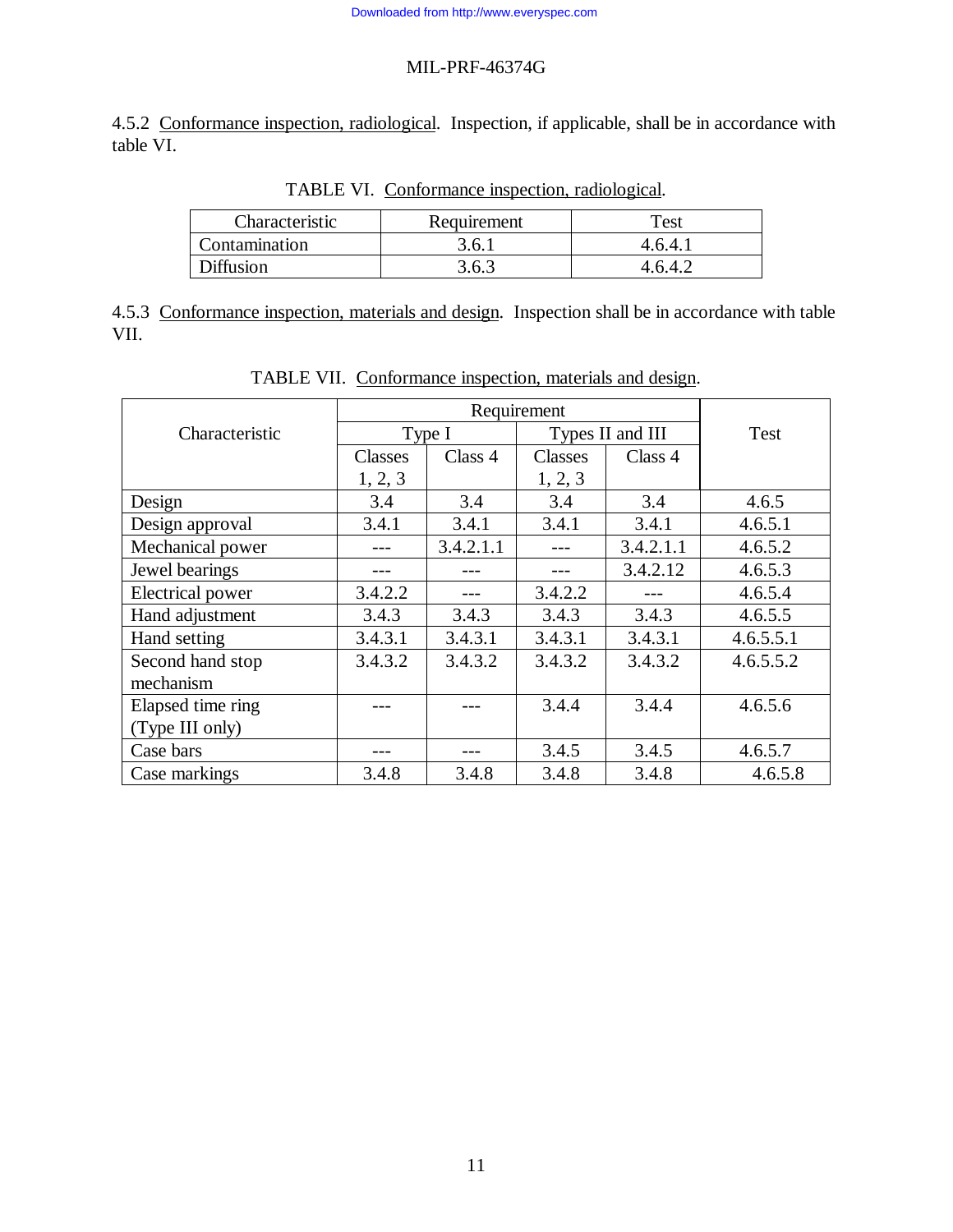4.5.2 Conformance inspection, radiological. Inspection, if applicable, shall be in accordance with table VI.

TABLE VI. Conformance inspection, radiological.

| Characteristic | Requirement | Test |
|---|---|---|
| Contamination | 3.6.1 | 4.6.4.1 |
| Diffusion | 3.6.3 | 4.6.4.2 |

4.5.3 Conformance inspection, materials and design. Inspection shall be in accordance with table VII.

TABLE VII. Conformance inspection, materials and design.

| Characteristic | Requirement | | | | Test |
|---|---|---|---|---|---|
| | Type I | | Types II and III | | |
| | Classes 1, 2, 3 | Class 4 | Classes 1, 2, 3 | Class 4 | |
| Design | 3.4 | 3.4 | 3.4 | 3.4 | 4.6.5 |
| Design approval | 3.4.1 | 3.4.1 | 3.4.1 | 3.4.1 | 4.6.5.1 |
| Mechanical power | --- | 3.4.2.1.1 | --- | 3.4.2.1.1 | 4.6.5.2 |
| Jewel bearings | --- | --- | --- | 3.4.2.12 | 4.6.5.3 |
| Electrical power | 3.4.2.2 | --- | 3.4.2.2 | --- | 4.6.5.4 |
| Hand adjustment | 3.4.3 | 3.4.3 | 3.4.3 | 3.4.3 | 4.6.5.5 |
| Hand setting | 3.4.3.1 | 3.4.3.1 | 3.4.3.1 | 3.4.3.1 | 4.6.5.5.1 |
| Second hand stop mechanism | 3.4.3.2 | 3.4.3.2 | 3.4.3.2 | 3.4.3.2 | 4.6.5.5.2 |
| Elapsed time ring (Type III only) | --- | --- | 3.4.4 | 3.4.4 | 4.6.5.6 |
| Case bars | --- | --- | 3.4.5 | 3.4.5 | 4.6.5.7 |
| Case markings | 3.4.8 | 3.4.8 | 3.4.8 | 3.4.8 | 4.6.5.8 |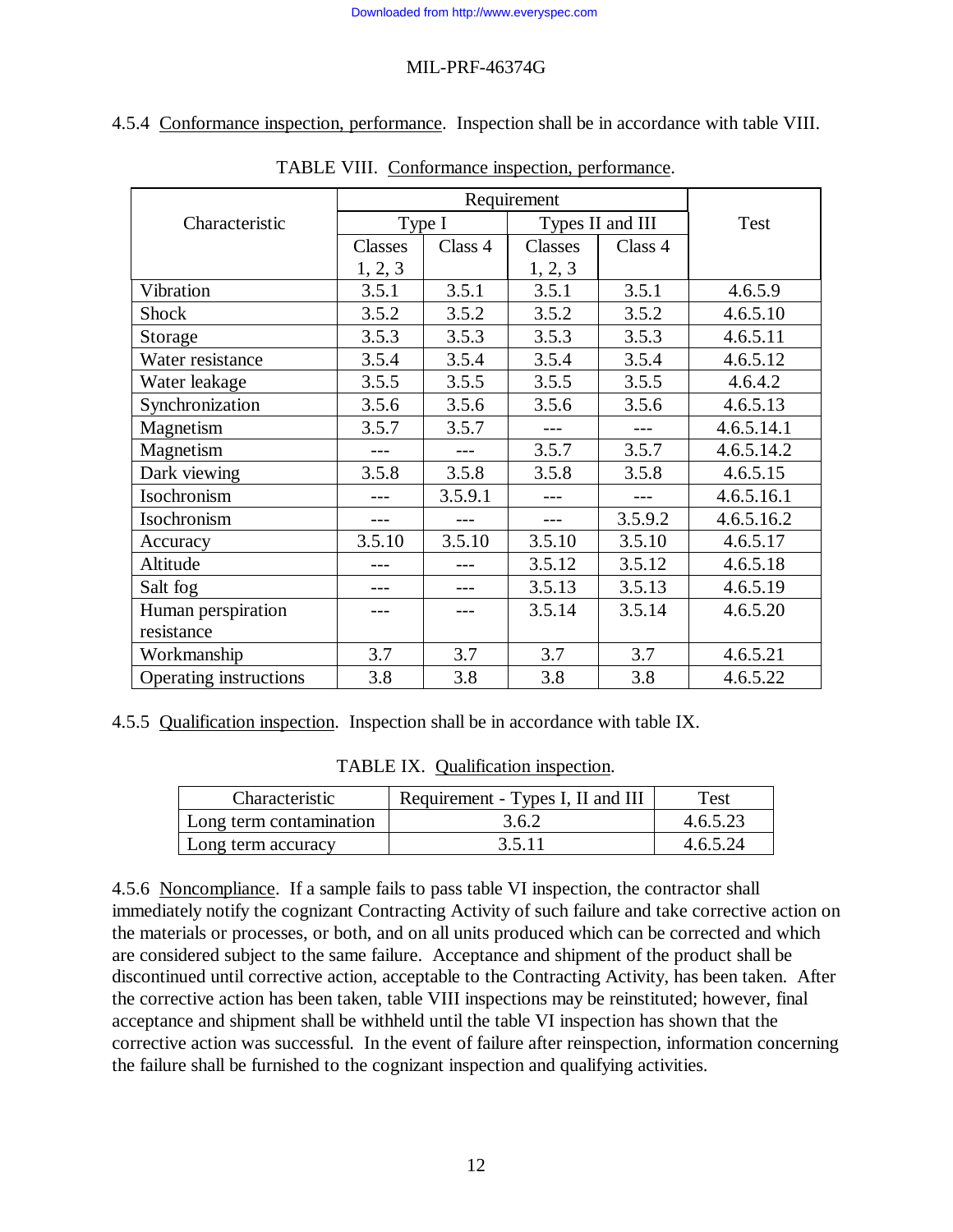4.5.4 Conformance inspection, performance. Inspection shall be in accordance with table VIII.

TABLE VIII. Conformance inspection, performance.

| Characteristic | Requirement | | | | Test |
|---|---|---|---|---|---|
| | Type I | | Types II and III | | |
| | Classes 1, 2, 3 | Class 4 | Classes 1, 2, 3 | Class 4 | |
| Vibration | 3.5.1 | 3.5.1 | 3.5.1 | 3.5.1 | 4.6.5.9 |
| Shock | 3.5.2 | 3.5.2 | 3.5.2 | 3.5.2 | 4.6.5.10 |
| Storage | 3.5.3 | 3.5.3 | 3.5.3 | 3.5.3 | 4.6.5.11 |
| Water resistance | 3.5.4 | 3.5.4 | 3.5.4 | 3.5.4 | 4.6.5.12 |
| Water leakage | 3.5.5 | 3.5.5 | 3.5.5 | 3.5.5 | 4.6.4.2 |
| Synchronization | 3.5.6 | 3.5.6 | 3.5.6 | 3.5.6 | 4.6.5.13 |
| Magnetism | 3.5.7 | 3.5.7 | --- | --- | 4.6.5.14.1 |
| Magnetism | --- | --- | 3.5.7 | 3.5.7 | 4.6.5.14.2 |
| Dark viewing | 3.5.8 | 3.5.8 | 3.5.8 | 3.5.8 | 4.6.5.15 |
| Isochronism | --- | 3.5.9.1 | --- | --- | 4.6.5.16.1 |
| Isochronism | --- | --- | --- | 3.5.9.2 | 4.6.5.16.2 |
| Accuracy | 3.5.10 | 3.5.10 | 3.5.10 | 3.5.10 | 4.6.5.17 |
| Altitude | --- | --- | 3.5.12 | 3.5.12 | 4.6.5.18 |
| Salt fog | --- | --- | 3.5.13 | 3.5.13 | 4.6.5.19 |
| Human perspiration resistance | --- | --- | 3.5.14 | 3.5.14 | 4.6.5.20 |
| Workmanship | 3.7 | 3.7 | 3.7 | 3.7 | 4.6.5.21 |
| Operating instructions | 3.8 | 3.8 | 3.8 | 3.8 | 4.6.5.22 |

4.5.5 Qualification inspection. Inspection shall be in accordance with table IX.

TABLE IX. Qualification inspection.

| Characteristic | Requirement - Types I, II and III | Test |
|---|---|---|
| Long term contamination | 3.6.2 | 4.6.5.23 |
| Long term accuracy | 3.5.11 | 4.6.5.24 |

4.5.6 Noncompliance. If a sample fails to pass table VI inspection, the contractor shall immediately notify the cognizant Contracting Activity of such failure and take corrective action on the materials or processes, or both, and on all units produced which can be corrected and which are considered subject to the same failure. Acceptance and shipment of the product shall be discontinued until corrective action, acceptable to the Contracting Activity, has been taken. After the corrective action has been taken, table VIII inspections may be reinstituted; however, final acceptance and shipment shall be withheld until the table VI inspection has shown that the corrective action was successful. In the event of failure after reinspection, information concerning the failure shall be furnished to the cognizant inspection and qualifying activities.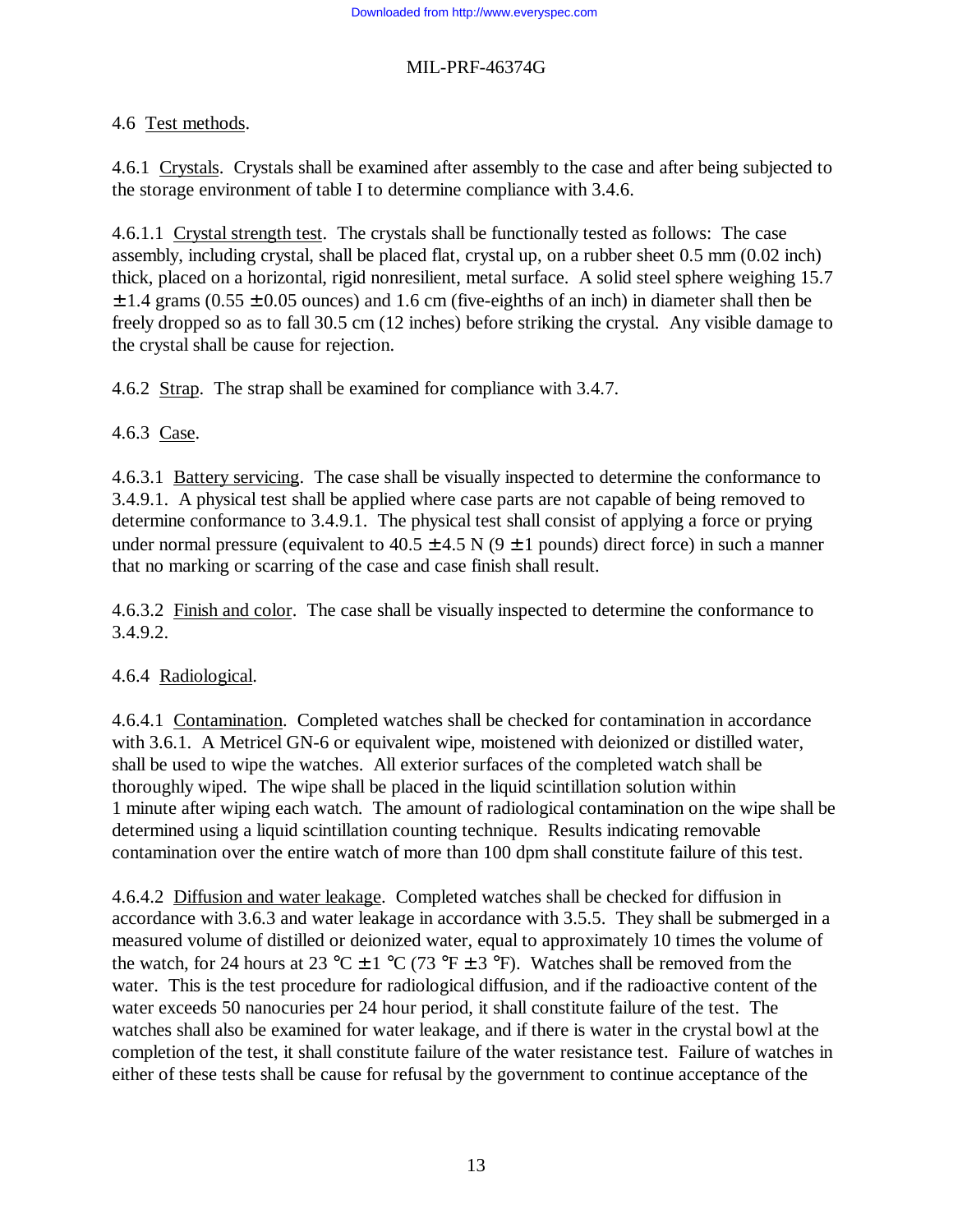4.6 Test methods.

4.6.1 Crystals. Crystals shall be examined after assembly to the case and after being subjected to the storage environment of table I to determine compliance with 3.4.6.

4.6.1.1 Crystal strength test. The crystals shall be functionally tested as follows: The case assembly, including crystal, shall be placed flat, crystal up, on a rubber sheet 0.5 mm (0.02 inch) thick, placed on a horizontal, rigid nonresilient, metal surface. A solid steel sphere weighing 15.7 ± 1.4 grams (0.55 ± 0.05 ounces) and 1.6 cm (five-eighths of an inch) in diameter shall then be freely dropped so as to fall 30.5 cm (12 inches) before striking the crystal. Any visible damage to the crystal shall be cause for rejection.

4.6.2 Strap. The strap shall be examined for compliance with 3.4.7.

4.6.3 Case.

4.6.3.1 Battery servicing. The case shall be visually inspected to determine the conformance to 3.4.9.1. A physical test shall be applied where case parts are not capable of being removed to determine conformance to 3.4.9.1. The physical test shall consist of applying a force or prying under normal pressure (equivalent to 40.5 ± 4.5 N (9 ± 1 pounds) direct force) in such a manner that no marking or scarring of the case and case finish shall result.

4.6.3.2 Finish and color. The case shall be visually inspected to determine the conformance to 3.4.9.2.

4.6.4 Radiological.

4.6.4.1 Contamination. Completed watches shall be checked for contamination in accordance with 3.6.1. A Metricel GN-6 or equivalent wipe, moistened with deionized or distilled water, shall be used to wipe the watches. All exterior surfaces of the completed watch shall be thoroughly wiped. The wipe shall be placed in the liquid scintillation solution within 1 minute after wiping each watch. The amount of radiological contamination on the wipe shall be determined using a liquid scintillation counting technique. Results indicating removable contamination over the entire watch of more than 100 dpm shall constitute failure of this test.

4.6.4.2 Diffusion and water leakage. Completed watches shall be checked for diffusion in accordance with 3.6.3 and water leakage in accordance with 3.5.5. They shall be submerged in a measured volume of distilled or deionized water, equal to approximately 10 times the volume of the watch, for 24 hours at 23 °C ± 1 °C (73 °F ± 3 °F). Watches shall be removed from the water. This is the test procedure for radiological diffusion, and if the radioactive content of the water exceeds 50 nanocuries per 24 hour period, it shall constitute failure of the test. The watches shall also be examined for water leakage, and if there is water in the crystal bowl at the completion of the test, it shall constitute failure of the water resistance test. Failure of watches in either of these tests shall be cause for refusal by the government to continue acceptance of the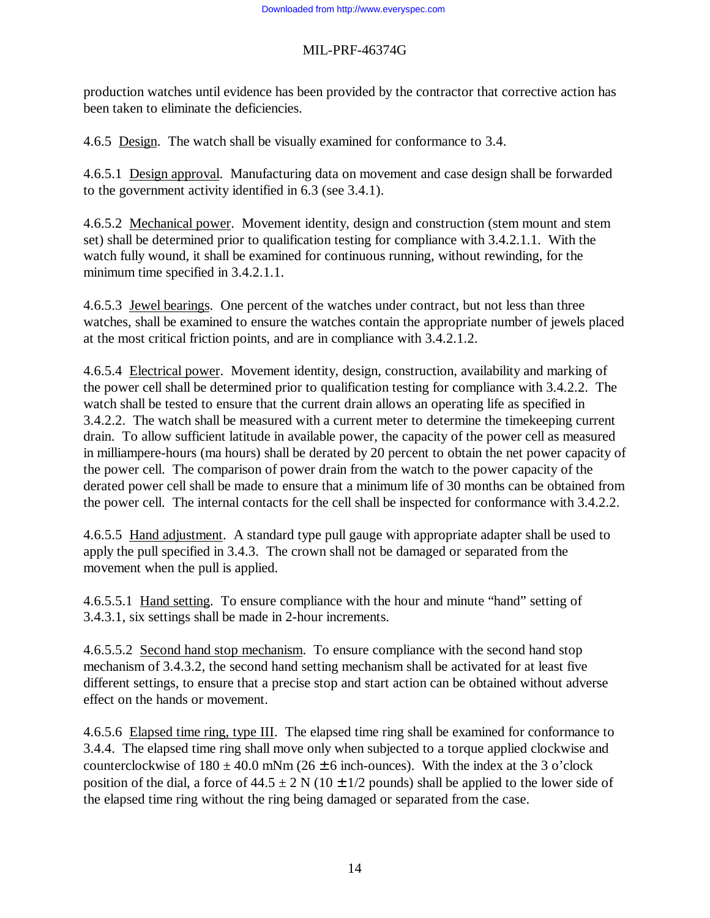production watches until evidence has been provided by the contractor that corrective action has been taken to eliminate the deficiencies.

4.6.5 Design. The watch shall be visually examined for conformance to 3.4.

4.6.5.1 Design approval. Manufacturing data on movement and case design shall be forwarded to the government activity identified in 6.3 (see 3.4.1).

4.6.5.2 Mechanical power. Movement identity, design and construction (stem mount and stem set) shall be determined prior to qualification testing for compliance with 3.4.2.1.1. With the watch fully wound, it shall be examined for continuous running, without rewinding, for the minimum time specified in 3.4.2.1.1.

4.6.5.3 Jewel bearings. One percent of the watches under contract, but not less than three watches, shall be examined to ensure the watches contain the appropriate number of jewels placed at the most critical friction points, and are in compliance with 3.4.2.1.2.

4.6.5.4 Electrical power. Movement identity, design, construction, availability and marking of the power cell shall be determined prior to qualification testing for compliance with 3.4.2.2. The watch shall be tested to ensure that the current drain allows an operating life as specified in 3.4.2.2. The watch shall be measured with a current meter to determine the timekeeping current drain. To allow sufficient latitude in available power, the capacity of the power cell as measured in milliampere-hours (ma hours) shall be derated by 20 percent to obtain the net power capacity of the power cell. The comparison of power drain from the watch to the power capacity of the derated power cell shall be made to ensure that a minimum life of 30 months can be obtained from the power cell. The internal contacts for the cell shall be inspected for conformance with 3.4.2.2.

4.6.5.5 Hand adjustment. A standard type pull gauge with appropriate adapter shall be used to apply the pull specified in 3.4.3. The crown shall not be damaged or separated from the movement when the pull is applied.

4.6.5.5.1 Hand setting. To ensure compliance with the hour and minute "hand" setting of 3.4.3.1, six settings shall be made in 2-hour increments.

4.6.5.5.2 Second hand stop mechanism. To ensure compliance with the second hand stop mechanism of 3.4.3.2, the second hand setting mechanism shall be activated for at least five different settings, to ensure that a precise stop and start action can be obtained without adverse effect on the hands or movement.

4.6.5.6 Elapsed time ring, type III. The elapsed time ring shall be examined for conformance to 3.4.4. The elapsed time ring shall move only when subjected to a torque applied clockwise and counterclockwise of $180 \pm 40.0$ mNm ($26 \pm 6$ inch-ounces). With the index at the 3 o'clock position of the dial, a force of $44.5 \pm 2$ N ($10 \pm 1/2$ pounds) shall be applied to the lower side of the elapsed time ring without the ring being damaged or separated from the case.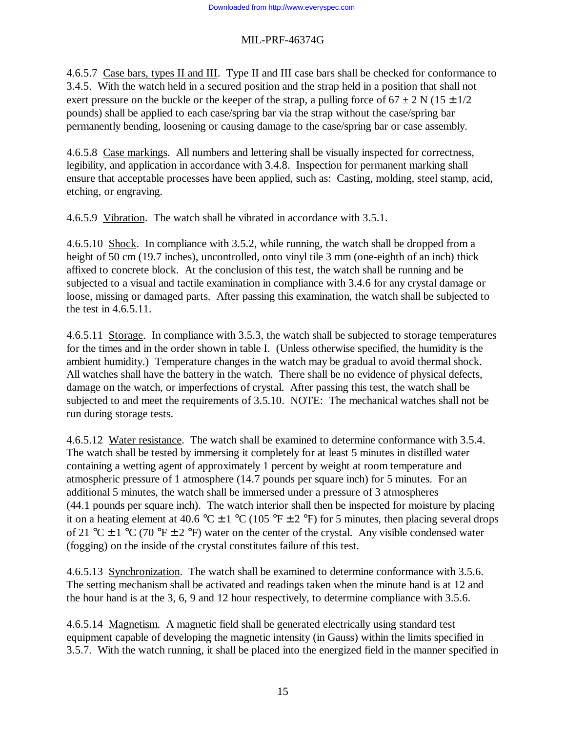4.6.5.7 Case bars, types II and III. Type II and III case bars shall be checked for conformance to 3.4.5. With the watch held in a secured position and the strap held in a position that shall not exert pressure on the buckle or the keeper of the strap, a pulling force of 67 ± 2 N (15 ± 1/2 pounds) shall be applied to each case/spring bar via the strap without the case/spring bar permanently bending, loosening or causing damage to the case/spring bar or case assembly.

4.6.5.8 Case markings. All numbers and lettering shall be visually inspected for correctness, legibility, and application in accordance with 3.4.8. Inspection for permanent marking shall ensure that acceptable processes have been applied, such as: Casting, molding, steel stamp, acid, etching, or engraving.

4.6.5.9 Vibration. The watch shall be vibrated in accordance with 3.5.1.

4.6.5.10 Shock. In compliance with 3.5.2, while running, the watch shall be dropped from a height of 50 cm (19.7 inches), uncontrolled, onto vinyl tile 3 mm (one-eighth of an inch) thick affixed to concrete block. At the conclusion of this test, the watch shall be running and be subjected to a visual and tactile examination in compliance with 3.4.6 for any crystal damage or loose, missing or damaged parts. After passing this examination, the watch shall be subjected to the test in 4.6.5.11.

4.6.5.11 Storage. In compliance with 3.5.3, the watch shall be subjected to storage temperatures for the times and in the order shown in table I. (Unless otherwise specified, the humidity is the ambient humidity.) Temperature changes in the watch may be gradual to avoid thermal shock. All watches shall have the battery in the watch. There shall be no evidence of physical defects, damage on the watch, or imperfections of crystal. After passing this test, the watch shall be subjected to and meet the requirements of 3.5.10. NOTE: The mechanical watches shall not be run during storage tests.

4.6.5.12 Water resistance. The watch shall be examined to determine conformance with 3.5.4. The watch shall be tested by immersing it completely for at least 5 minutes in distilled water containing a wetting agent of approximately 1 percent by weight at room temperature and atmospheric pressure of 1 atmosphere (14.7 pounds per square inch) for 5 minutes. For an additional 5 minutes, the watch shall be immersed under a pressure of 3 atmospheres (44.1 pounds per square inch). The watch interior shall then be inspected for moisture by placing it on a heating element at 40.6 °C ± 1 °C (105 °F ± 2 °F) for 5 minutes, then placing several drops of 21 °C ± 1 °C (70 °F ± 2 °F) water on the center of the crystal. Any visible condensed water (fogging) on the inside of the crystal constitutes failure of this test.

4.6.5.13 Synchronization. The watch shall be examined to determine conformance with 3.5.6. The setting mechanism shall be activated and readings taken when the minute hand is at 12 and the hour hand is at the 3, 6, 9 and 12 hour respectively, to determine compliance with 3.5.6.

4.6.5.14 Magnetism. A magnetic field shall be generated electrically using standard test equipment capable of developing the magnetic intensity (in Gauss) within the limits specified in 3.5.7. With the watch running, it shall be placed into the energized field in the manner specified in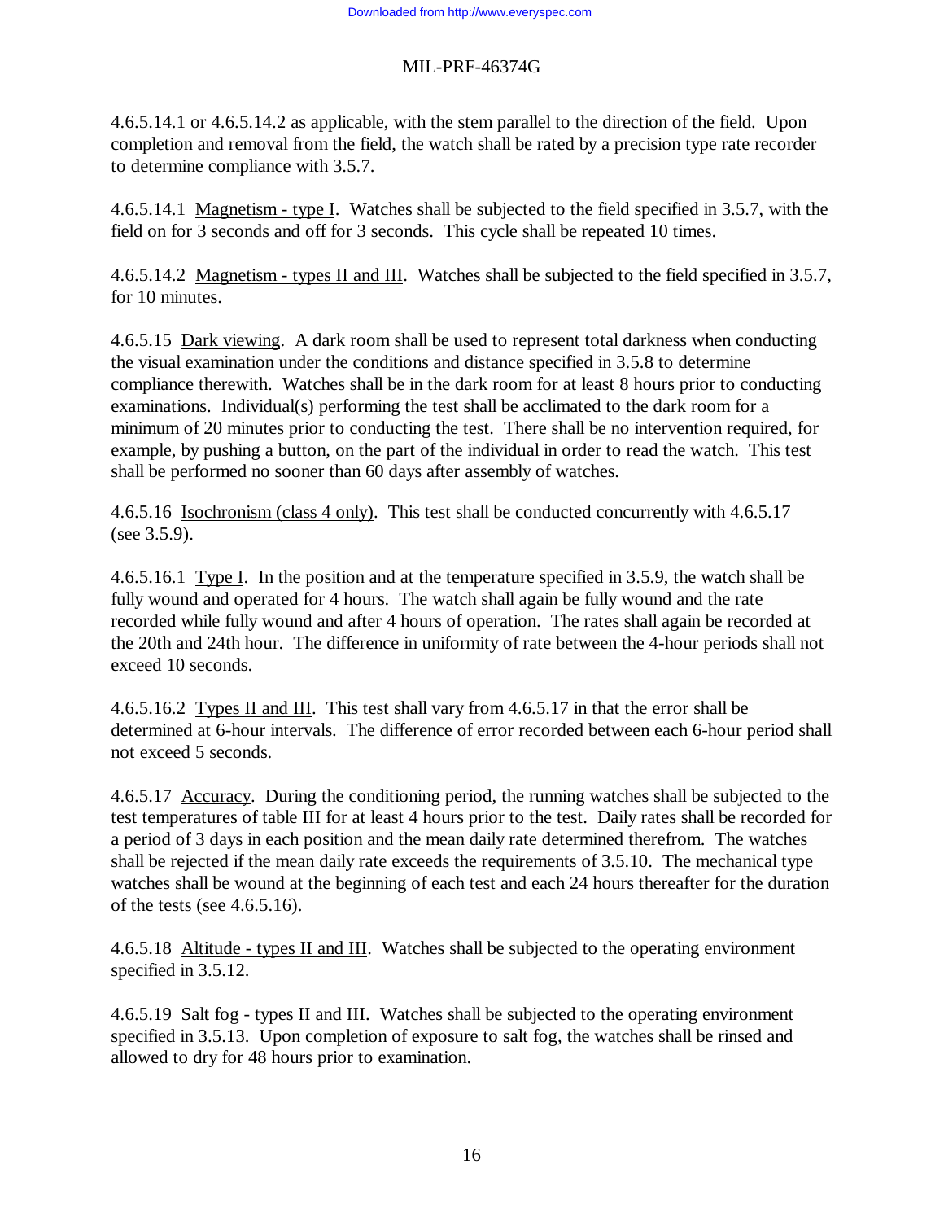4.6.5.14.1 or 4.6.5.14.2 as applicable, with the stem parallel to the direction of the field. Upon completion and removal from the field, the watch shall be rated by a precision type rate recorder to determine compliance with 3.5.7.

4.6.5.14.1 Magnetism - type I. Watches shall be subjected to the field specified in 3.5.7, with the field on for 3 seconds and off for 3 seconds. This cycle shall be repeated 10 times.

4.6.5.14.2 Magnetism - types II and III. Watches shall be subjected to the field specified in 3.5.7, for 10 minutes.

4.6.5.15 Dark viewing. A dark room shall be used to represent total darkness when conducting the visual examination under the conditions and distance specified in 3.5.8 to determine compliance therewith. Watches shall be in the dark room for at least 8 hours prior to conducting examinations. Individual(s) performing the test shall be acclimated to the dark room for a minimum of 20 minutes prior to conducting the test. There shall be no intervention required, for example, by pushing a button, on the part of the individual in order to read the watch. This test shall be performed no sooner than 60 days after assembly of watches.

4.6.5.16 Isochronism (class 4 only). This test shall be conducted concurrently with 4.6.5.17 (see 3.5.9).

4.6.5.16.1 Type I. In the position and at the temperature specified in 3.5.9, the watch shall be fully wound and operated for 4 hours. The watch shall again be fully wound and the rate recorded while fully wound and after 4 hours of operation. The rates shall again be recorded at the 20th and 24th hour. The difference in uniformity of rate between the 4-hour periods shall not exceed 10 seconds.

4.6.5.16.2 Types II and III. This test shall vary from 4.6.5.17 in that the error shall be determined at 6-hour intervals. The difference of error recorded between each 6-hour period shall not exceed 5 seconds.

4.6.5.17 Accuracy. During the conditioning period, the running watches shall be subjected to the test temperatures of table III for at least 4 hours prior to the test. Daily rates shall be recorded for a period of 3 days in each position and the mean daily rate determined therefrom. The watches shall be rejected if the mean daily rate exceeds the requirements of 3.5.10. The mechanical type watches shall be wound at the beginning of each test and each 24 hours thereafter for the duration of the tests (see 4.6.5.16).

4.6.5.18 Altitude - types II and III. Watches shall be subjected to the operating environment specified in 3.5.12.

4.6.5.19 Salt fog - types II and III. Watches shall be subjected to the operating environment specified in 3.5.13. Upon completion of exposure to salt fog, the watches shall be rinsed and allowed to dry for 48 hours prior to examination.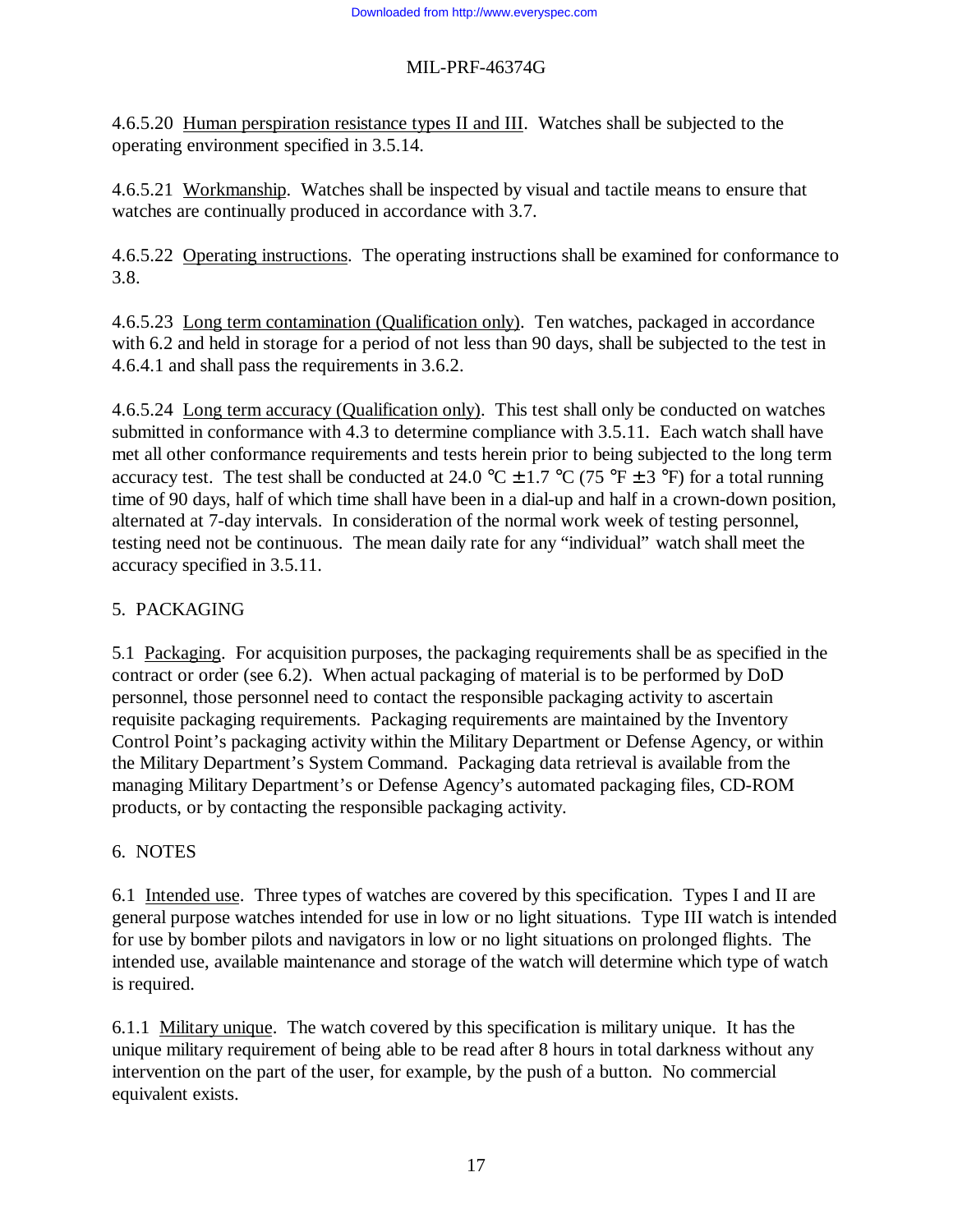4.6.5.20 Human perspiration resistance types II and III. Watches shall be subjected to the operating environment specified in 3.5.14.

4.6.5.21 Workmanship. Watches shall be inspected by visual and tactile means to ensure that watches are continually produced in accordance with 3.7.

4.6.5.22 Operating instructions. The operating instructions shall be examined for conformance to 3.8.

4.6.5.23 Long term contamination (Qualification only). Ten watches, packaged in accordance with 6.2 and held in storage for a period of not less than 90 days, shall be subjected to the test in 4.6.4.1 and shall pass the requirements in 3.6.2.

4.6.5.24 Long term accuracy (Qualification only). This test shall only be conducted on watches submitted in conformance with 4.3 to determine compliance with 3.5.11. Each watch shall have met all other conformance requirements and tests herein prior to being subjected to the long term accuracy test. The test shall be conducted at 24.0 °C ± 1.7 °C (75 °F ± 3 °F) for a total running time of 90 days, half of which time shall have been in a dial-up and half in a crown-down position, alternated at 7-day intervals. In consideration of the normal work week of testing personnel, testing need not be continuous. The mean daily rate for any "individual" watch shall meet the accuracy specified in 3.5.11.

## 5. PACKAGING

5.1 Packaging. For acquisition purposes, the packaging requirements shall be as specified in the contract or order (see 6.2). When actual packaging of material is to be performed by DoD personnel, those personnel need to contact the responsible packaging activity to ascertain requisite packaging requirements. Packaging requirements are maintained by the Inventory Control Point's packaging activity within the Military Department or Defense Agency, or within the Military Department's System Command. Packaging data retrieval is available from the managing Military Department's or Defense Agency's automated packaging files, CD-ROM products, or by contacting the responsible packaging activity.

## 6. NOTES

6.1 Intended use. Three types of watches are covered by this specification. Types I and II are general purpose watches intended for use in low or no light situations. Type III watch is intended for use by bomber pilots and navigators in low or no light situations on prolonged flights. The intended use, available maintenance and storage of the watch will determine which type of watch is required.

6.1.1 Military unique. The watch covered by this specification is military unique. It has the unique military requirement of being able to be read after 8 hours in total darkness without any intervention on the part of the user, for example, by the push of a button. No commercial equivalent exists.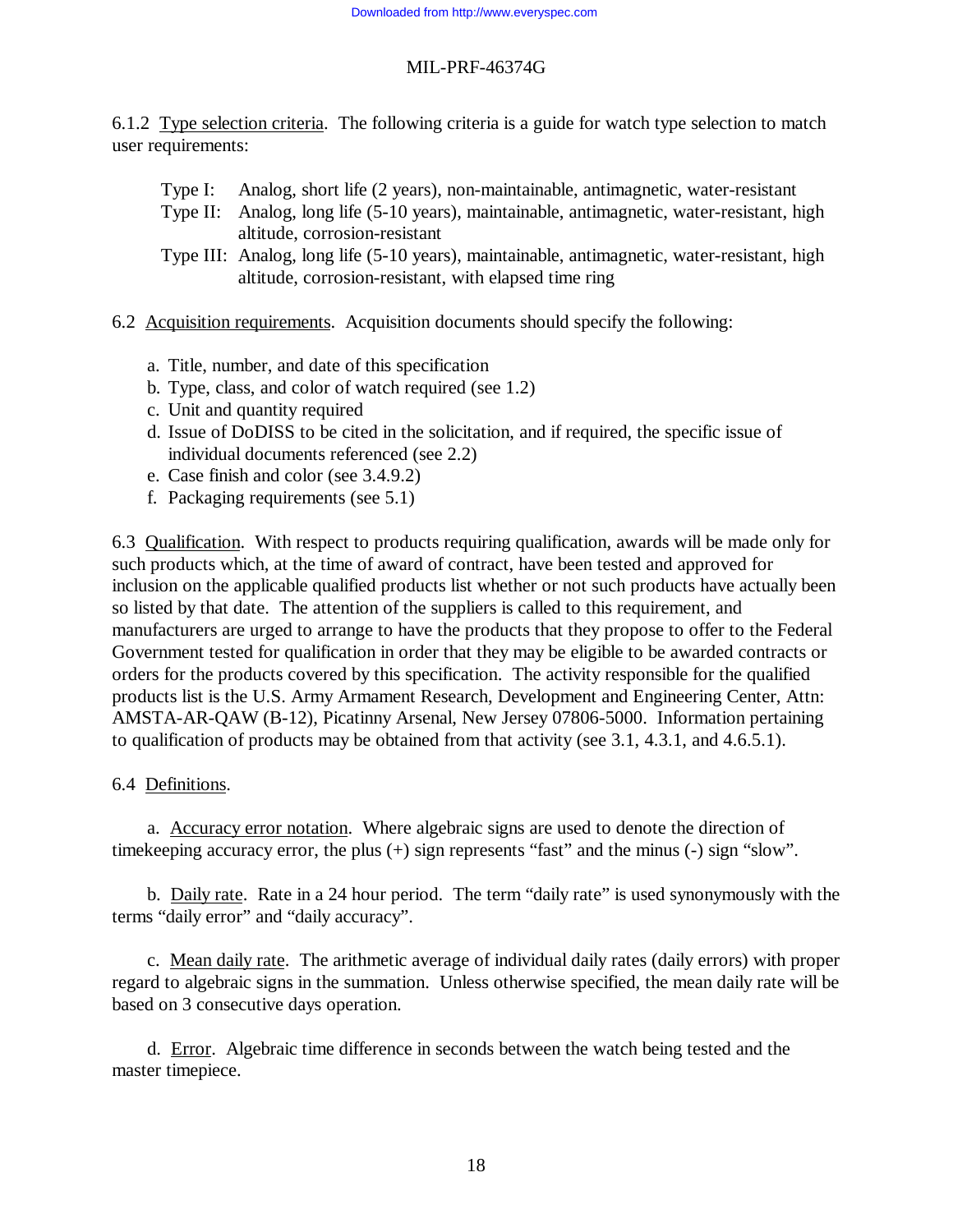6.1.2 Type selection criteria. The following criteria is a guide for watch type selection to match user requirements:

- Type I: Analog, short life (2 years), non-maintainable, antimagnetic, water-resistant
- Type II: Analog, long life (5-10 years), maintainable, antimagnetic, water-resistant, high altitude, corrosion-resistant
- Type III: Analog, long life (5-10 years), maintainable, antimagnetic, water-resistant, high altitude, corrosion-resistant, with elapsed time ring

6.2 Acquisition requirements. Acquisition documents should specify the following:

a. Title, number, and date of this specification
b. Type, class, and color of watch required (see 1.2)
c. Unit and quantity required
d. Issue of DoDISS to be cited in the solicitation, and if required, the specific issue of individual documents referenced (see 2.2)
e. Case finish and color (see 3.4.9.2)
f. Packaging requirements (see 5.1)

6.3 Qualification. With respect to products requiring qualification, awards will be made only for such products which, at the time of award of contract, have been tested and approved for inclusion on the applicable qualified products list whether or not such products have actually been so listed by that date. The attention of the suppliers is called to this requirement, and manufacturers are urged to arrange to have the products that they propose to offer to the Federal Government tested for qualification in order that they may be eligible to be awarded contracts or orders for the products covered by this specification. The activity responsible for the qualified products list is the U.S. Army Armament Research, Development and Engineering Center, Attn: AMSTA-AR-QAW (B-12), Picatinny Arsenal, New Jersey 07806-5000. Information pertaining to qualification of products may be obtained from that activity (see 3.1, 4.3.1, and 4.6.5.1).

6.4 Definitions.

a. Accuracy error notation. Where algebraic signs are used to denote the direction of timekeeping accuracy error, the plus (+) sign represents "fast" and the minus (-) sign "slow".

b. Daily rate. Rate in a 24 hour period. The term "daily rate" is used synonymously with the terms "daily error" and "daily accuracy".

c. Mean daily rate. The arithmetic average of individual daily rates (daily errors) with proper regard to algebraic signs in the summation. Unless otherwise specified, the mean daily rate will be based on 3 consecutive days operation.

d. Error. Algebraic time difference in seconds between the watch being tested and the master timepiece.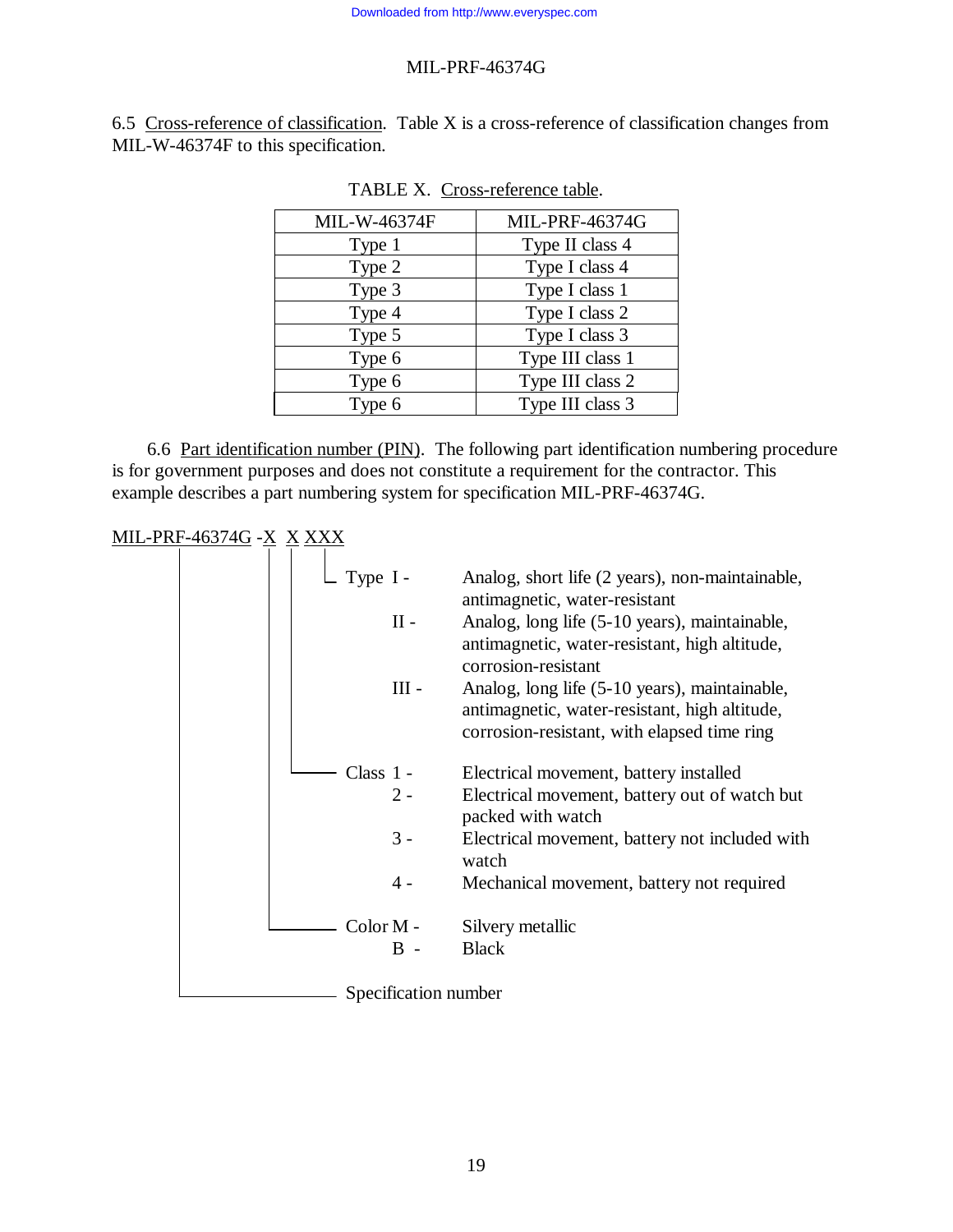6.5 Cross-reference of classification. Table X is a cross-reference of classification changes from MIL-W-46374F to this specification.

TABLE X. Cross-reference table.

| MIL-W-46374F | MIL-PRF-46374G |
|---|---|
| Type 1 | Type II class 4 |
| Type 2 | Type I class 4 |
| Type 3 | Type I class 1 |
| Type 4 | Type I class 2 |
| Type 5 | Type I class 3 |
| Type 6 | Type III class 1 |
| Type 6 | Type III class 2 |
| Type 6 | Type III class 3 |

6.6 Part identification number (PIN). The following part identification numbering procedure is for government purposes and does not constitute a requirement for the contractor. This example describes a part numbering system for specification MIL-PRF-46374G.

MIL-PRF-46374G -X X XXX

- Type
  - I - Analog, short life (2 years), non-maintainable, antimagnetic, water-resistant
  - II - Analog, long life (5-10 years), maintainable, antimagnetic, water-resistant, high altitude, corrosion-resistant
  - III - Analog, long life (5-10 years), maintainable, antimagnetic, water-resistant, high altitude, corrosion-resistant, with elapsed time ring
- Class
  - 1 - Electrical movement, battery installed
  - 2 - Electrical movement, battery out of watch but packed with watch
  - 3 - Electrical movement, battery not included with watch
  - 4 - Mechanical movement, battery not required
- Color
  - M - Silvery metallic
  - B - Black
- Specification number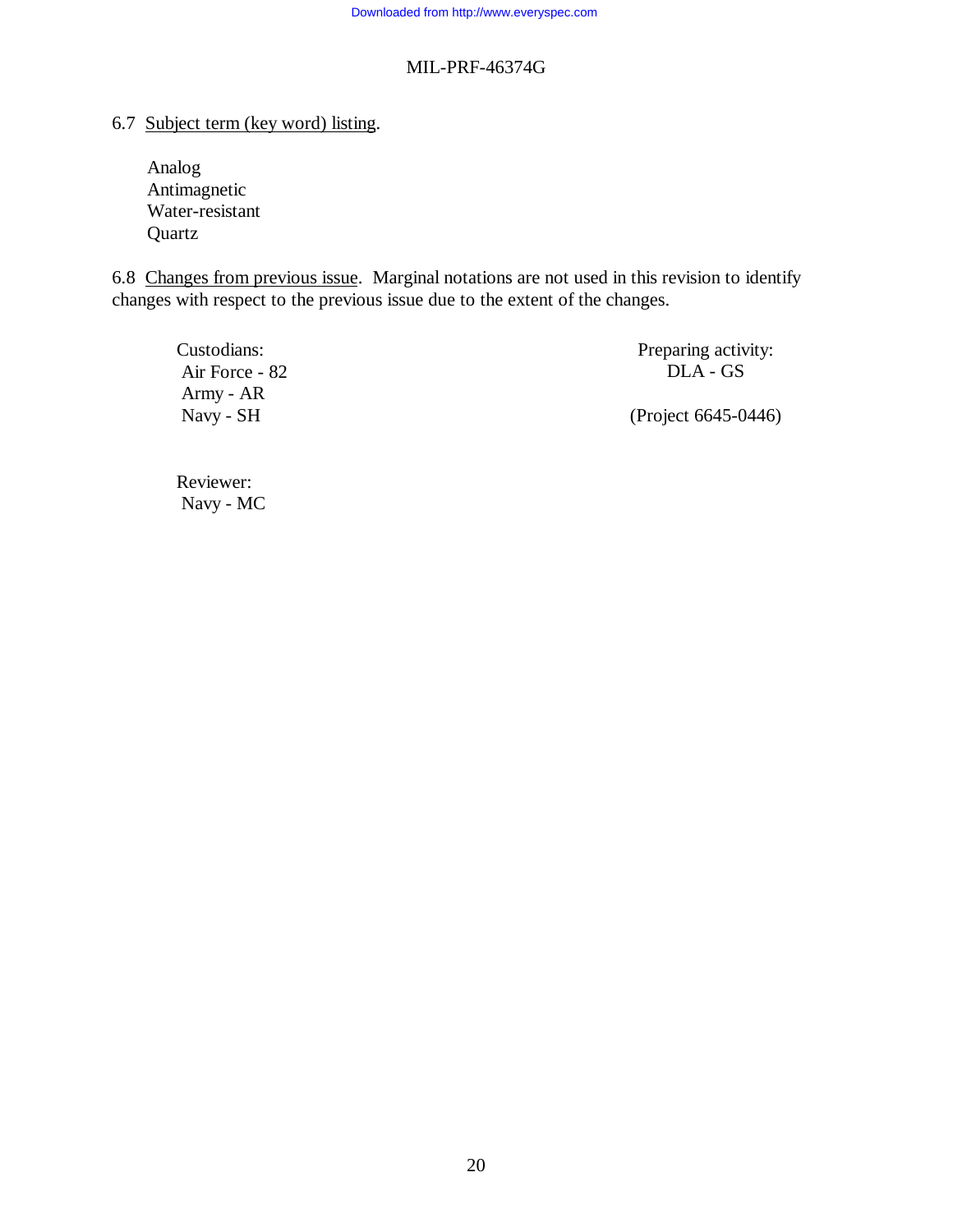6.7 Subject term (key word) listing.

Analog
Antimagnetic
Water-resistant
Quartz

6.8 Changes from previous issue. Marginal notations are not used in this revision to identify changes with respect to the previous issue due to the extent of the changes.

Custodians:
Air Force - 82
Army - AR
Navy - SH

Preparing activity:
DLA - GS

(Project 6645-0446)

Reviewer:
Navy - MC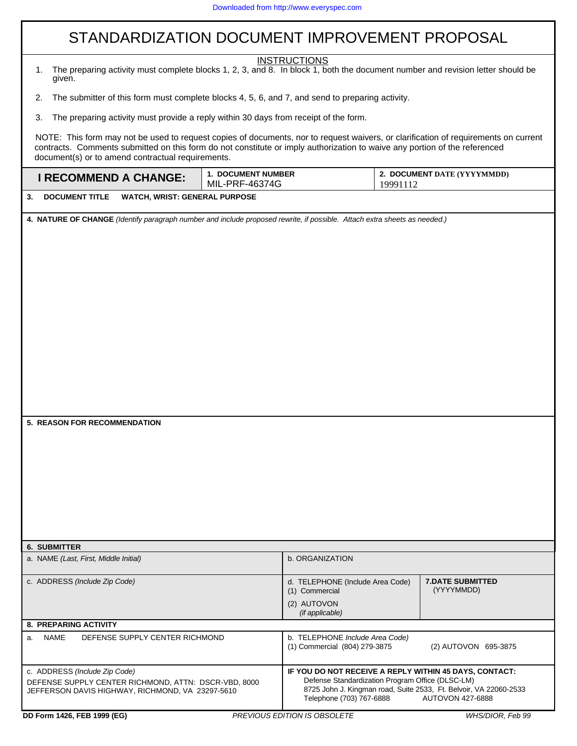# STANDARDIZATION DOCUMENT IMPROVEMENT PROPOSAL

INSTRUCTIONS

1. The preparing activity must complete blocks 1, 2, 3, and 8. In block 1, both the document number and revision letter should be given.
2. The submitter of this form must complete blocks 4, 5, 6, and 7, and send to preparing activity.
3. The preparing activity must provide a reply within 30 days from receipt of the form.

NOTE: This form may not be used to request copies of documents, nor to request waivers, or clarification of requirements on current contracts. Comments submitted on this form do not constitute or imply authorization to waive any portion of the referenced document(s) or to amend contractual requirements.

| **I RECOMMEND A CHANGE:** | **1. DOCUMENT NUMBER** MIL-PRF-46374G | **2. DOCUMENT DATE (YYYYMMDD)** 19991112 |
|---|---|---|

**3. DOCUMENT TITLE WATCH, WRIST: GENERAL PURPOSE**

**4. NATURE OF CHANGE** *(Identify paragraph number and include proposed rewrite, if possible. Attach extra sheets as needed.)*

**5. REASON FOR RECOMMENDATION**

**6. SUBMITTER**

| | | |
|---|---|---|
| a. NAME *(Last, First, Middle Initial)* | b. ORGANIZATION | |
| c. ADDRESS *(Include Zip Code)* | d. TELEPHONE (Include Area Code) (1) Commercial (2) AUTOVON *(if applicable)* | **7.DATE SUBMITTED** (YYYYMMDD) |

**8. PREPARING ACTIVITY**

| | |
|---|---|
| a. NAME DEFENSE SUPPLY CENTER RICHMOND | b. TELEPHONE *Include Area Code)* (1) Commercial (804) 279-3875 (2) AUTOVON 695-3875 |
| c. ADDRESS *(Include Zip Code)* DEFENSE SUPPLY CENTER RICHMOND, ATTN: DSCR-VBD, 8000 JEFFERSON DAVIS HIGHWAY, RICHMOND, VA 23297-5610 | **IF YOU DO NOT RECEIVE A REPLY WITHIN 45 DAYS, CONTACT:** Defense Standardization Program Office (DLSC-LM) 8725 John J. Kingman road, Suite 2533, Ft. Belvoir, VA 22060-2533 Telephone (703) 767-6888 AUTOVON 427-6888 |

**DD Form 1426, FEB 1999 (EG)** *PREVIOUS EDITION IS OBSOLETE* *WHS/DIOR, Feb 99*